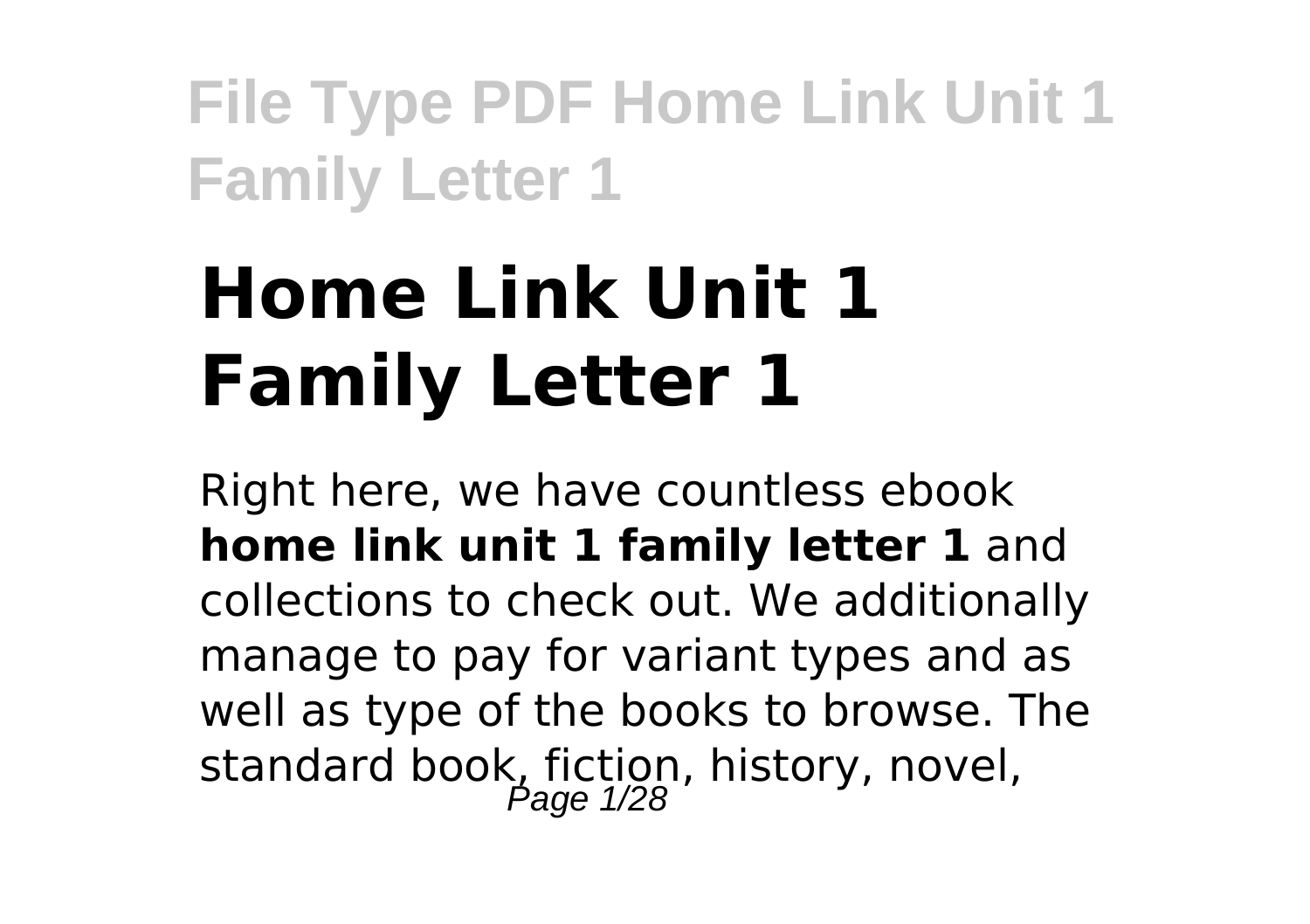# Home Link Unit 1 Family Letter 1

Right here, we have countless ebook **home link unit 1 family letter 1** and collections to check out. We additionally manage to pay for variant types and as well as type of the books to browse. The standard book, fiction, history, novel,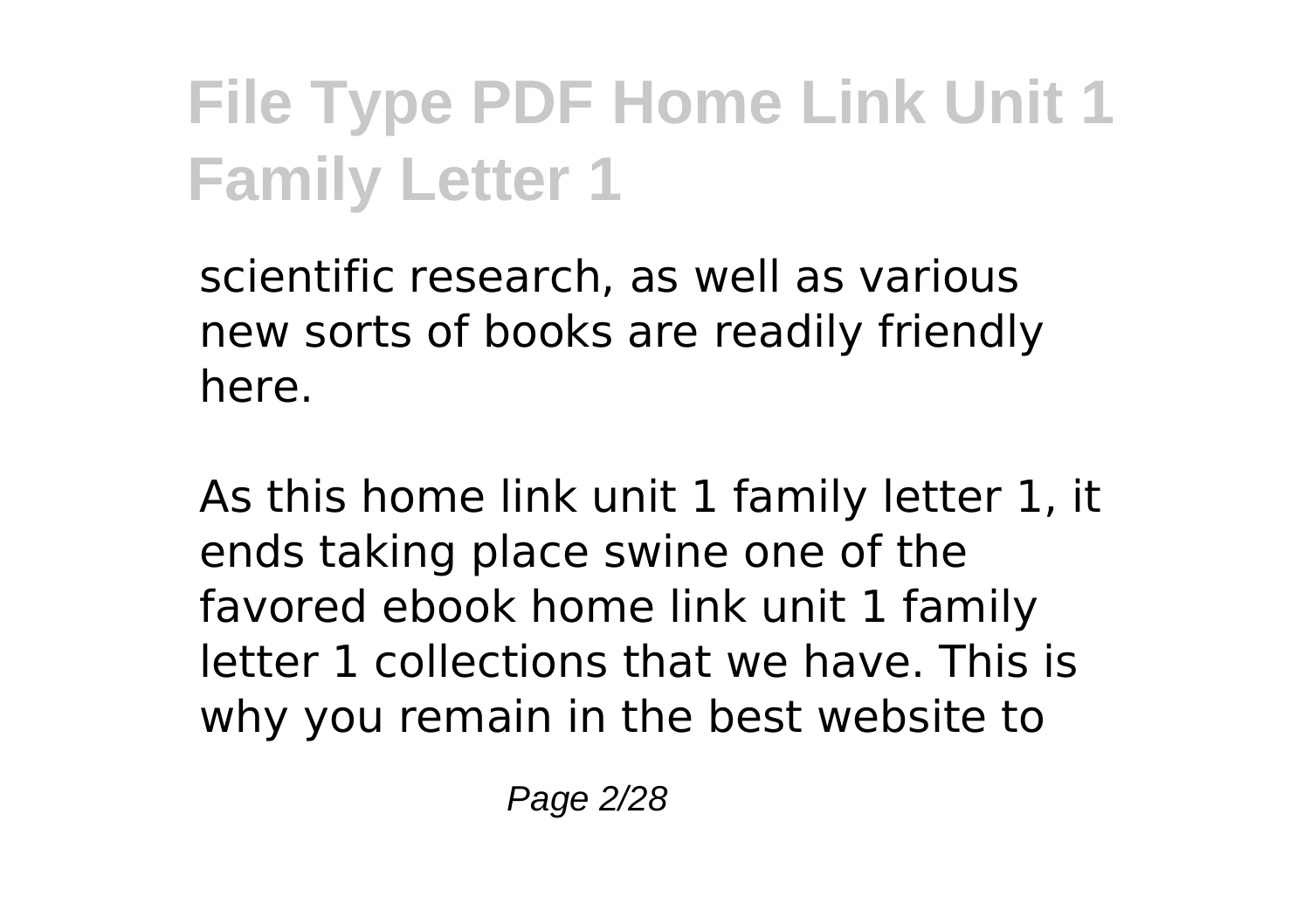scientific research, as well as various new sorts of books are readily friendly here.

As this home link unit 1 family letter 1, it ends taking place swine one of the favored ebook home link unit 1 family letter 1 collections that we have. This is why you remain in the best website to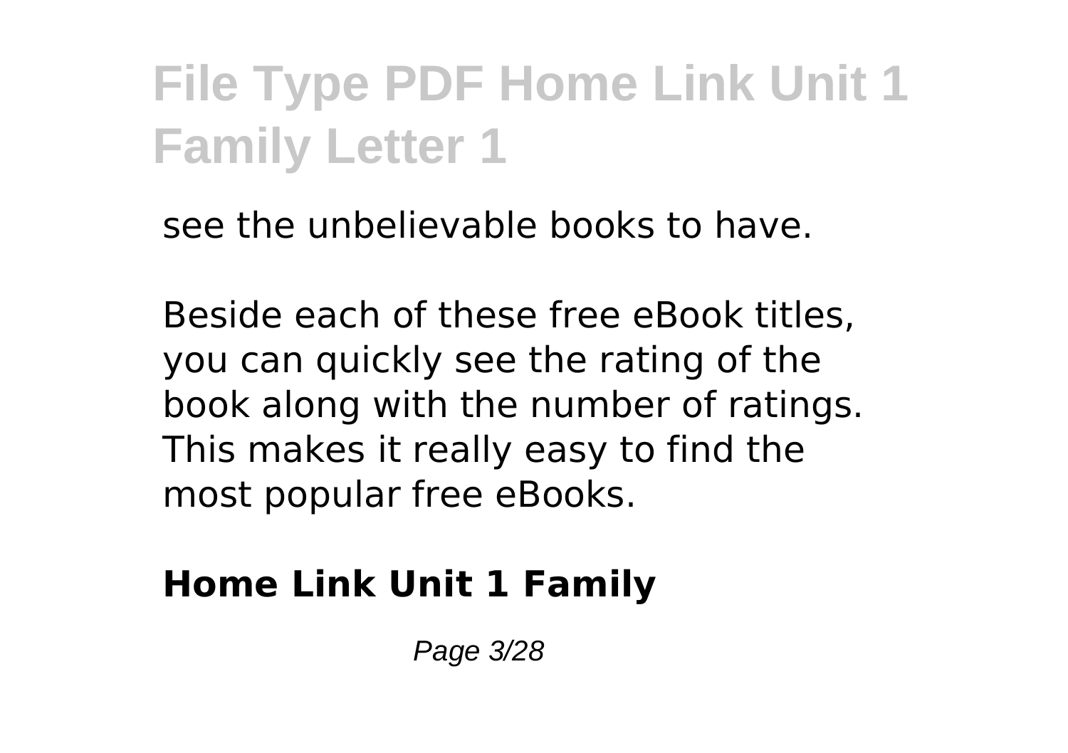see the unbelievable books to have.

Beside each of these free eBook titles, you can quickly see the rating of the book along with the number of ratings. This makes it really easy to find the most popular free eBooks.

**Home Link Unit 1 Family**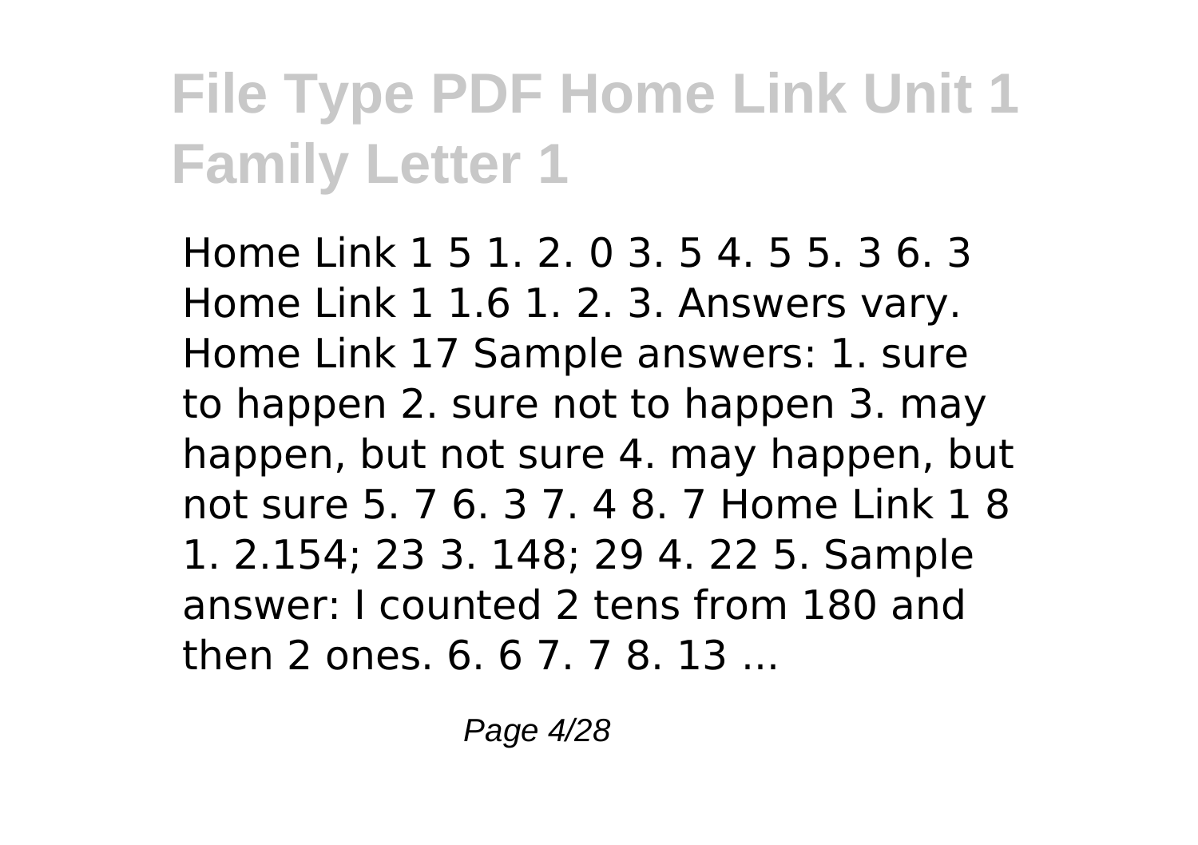# File Type PDF Home Link Unit 1 Family Letter 1

Home Link 1 5 1. 2. 0 3. 5 4. 5 5. 3 6. 3 Home Link 1 1.6 1. 2. 3. Answers vary. Home Link 17 Sample answers: 1. sure to happen 2. sure not to happen 3. may happen, but not sure 4. may happen, but not sure 5. 7 6. 3 7. 4 8. 7 Home Link 1 8 1. 2.154; 23 3. 148; 29 4. 22 5. Sample answer: I counted 2 tens from 180 and then 2 ones. 6. 6 7. 7 8. 13 ...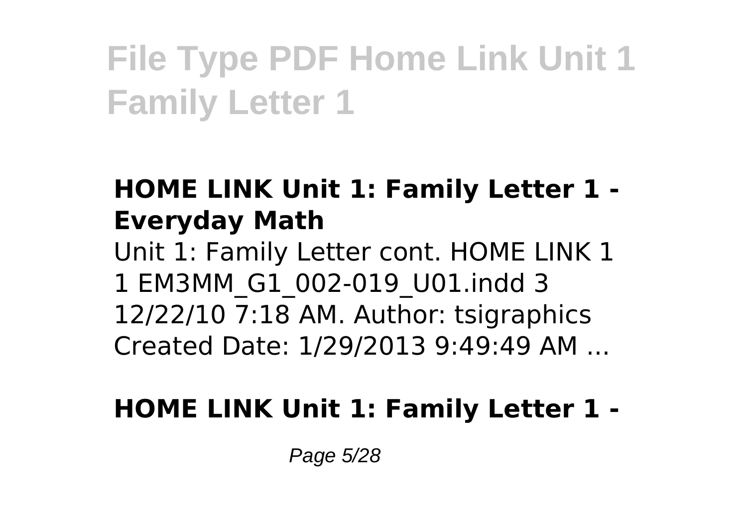## HOME LINK Unit 1: Family Letter 1 - Everyday Math

Unit 1: Family Letter cont. HOME LINK 1 1 EM3MM_G1_002-019_U01.indd 3 12/22/10 7:18 AM. Author: tsigraphics Created Date: 1/29/2013 9:49:49 AM ...

## HOME LINK Unit 1: Family Letter 1 -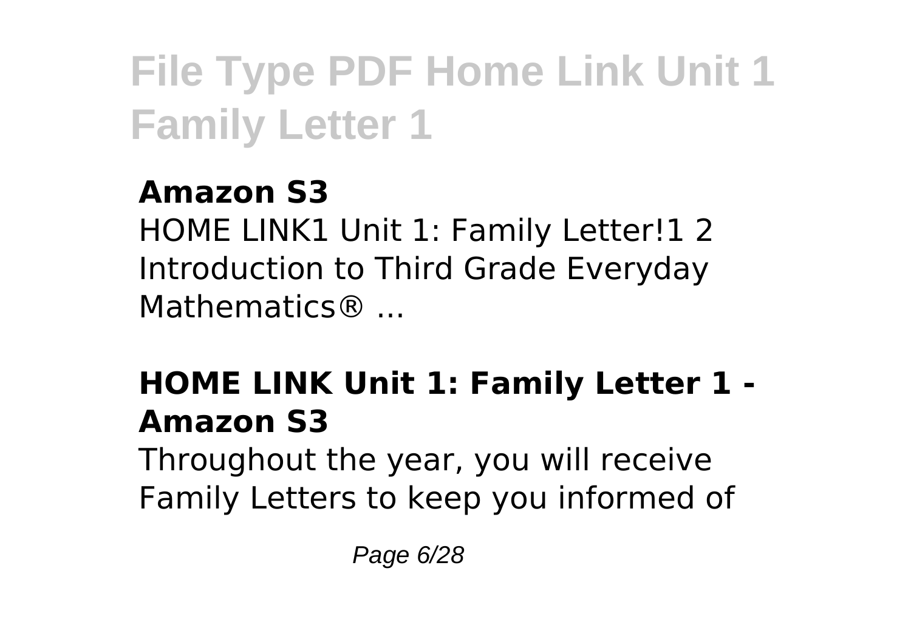**Amazon S3**

HOME LINK1 Unit 1: Family Letter!1 2 Introduction to Third Grade Everyday Mathematics® ...

**HOME LINK Unit 1: Family Letter 1 - Amazon S3**

Throughout the year, you will receive Family Letters to keep you informed of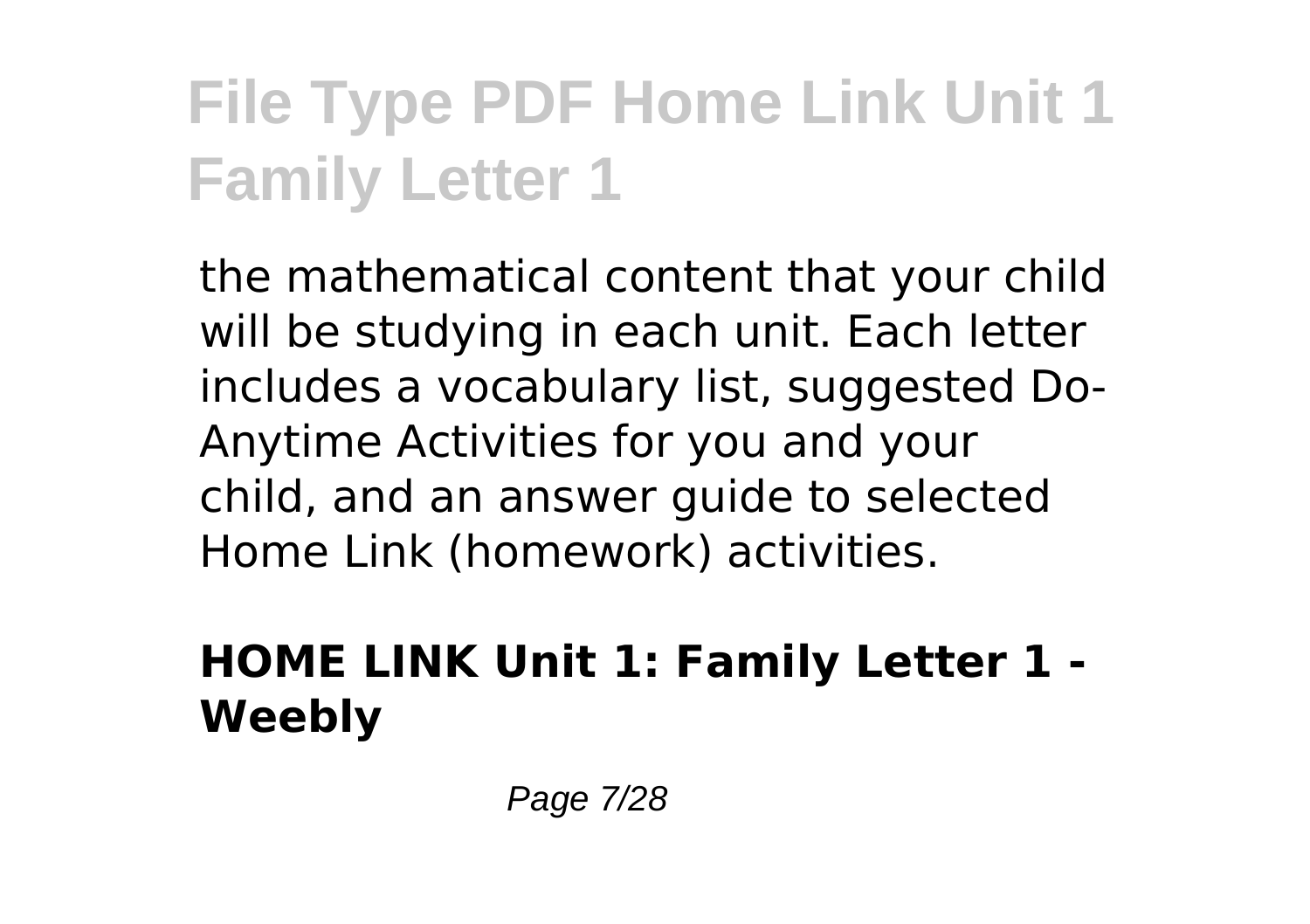the mathematical content that your child will be studying in each unit. Each letter includes a vocabulary list, suggested Do-Anytime Activities for you and your child, and an answer guide to selected Home Link (homework) activities.

**HOME LINK Unit 1: Family Letter 1 - Weebly**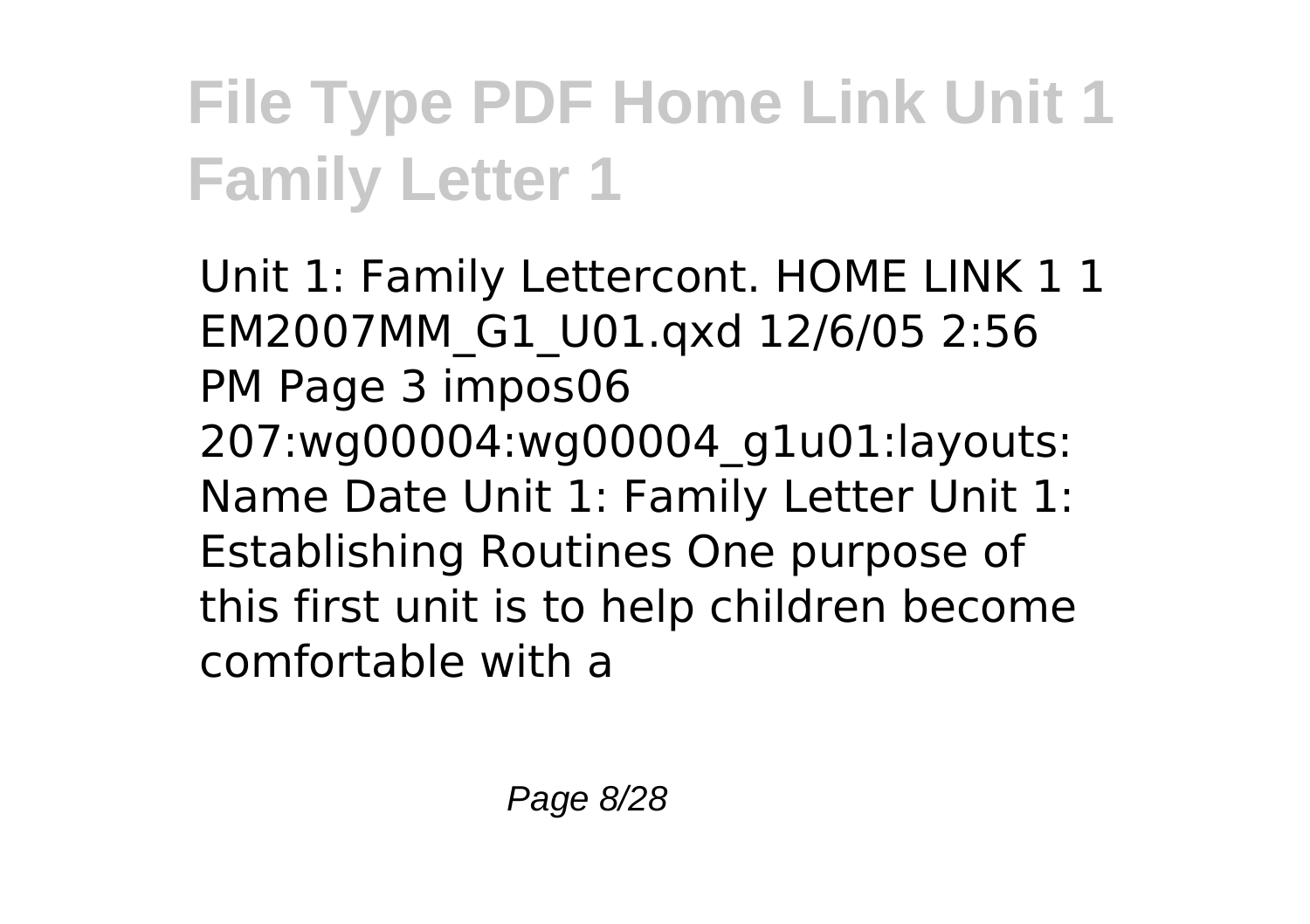# File Type PDF Home Link Unit 1 Family Letter 1

Unit 1: Family Lettercont. HOME LINK 1 1 EM2007MM_G1_U01.qxd 12/6/05 2:56 PM Page 3 impos06 207:wg00004:wg00004_g1u01:layouts: Name Date Unit 1: Family Letter Unit 1: Establishing Routines One purpose of this first unit is to help children become comfortable with a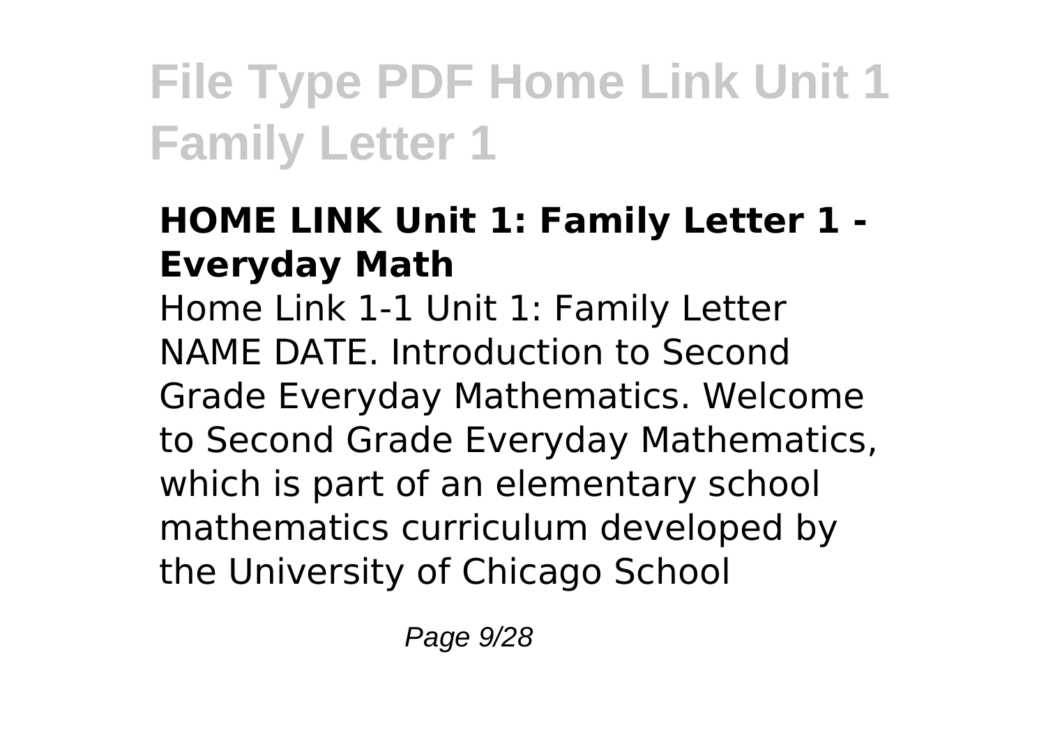# File Type PDF Home Link Unit 1 Family Letter 1

### HOME LINK Unit 1: Family Letter 1 - Everyday Math

Home Link 1-1 Unit 1: Family Letter NAME DATE. Introduction to Second Grade Everyday Mathematics. Welcome to Second Grade Everyday Mathematics, which is part of an elementary school mathematics curriculum developed by the University of Chicago School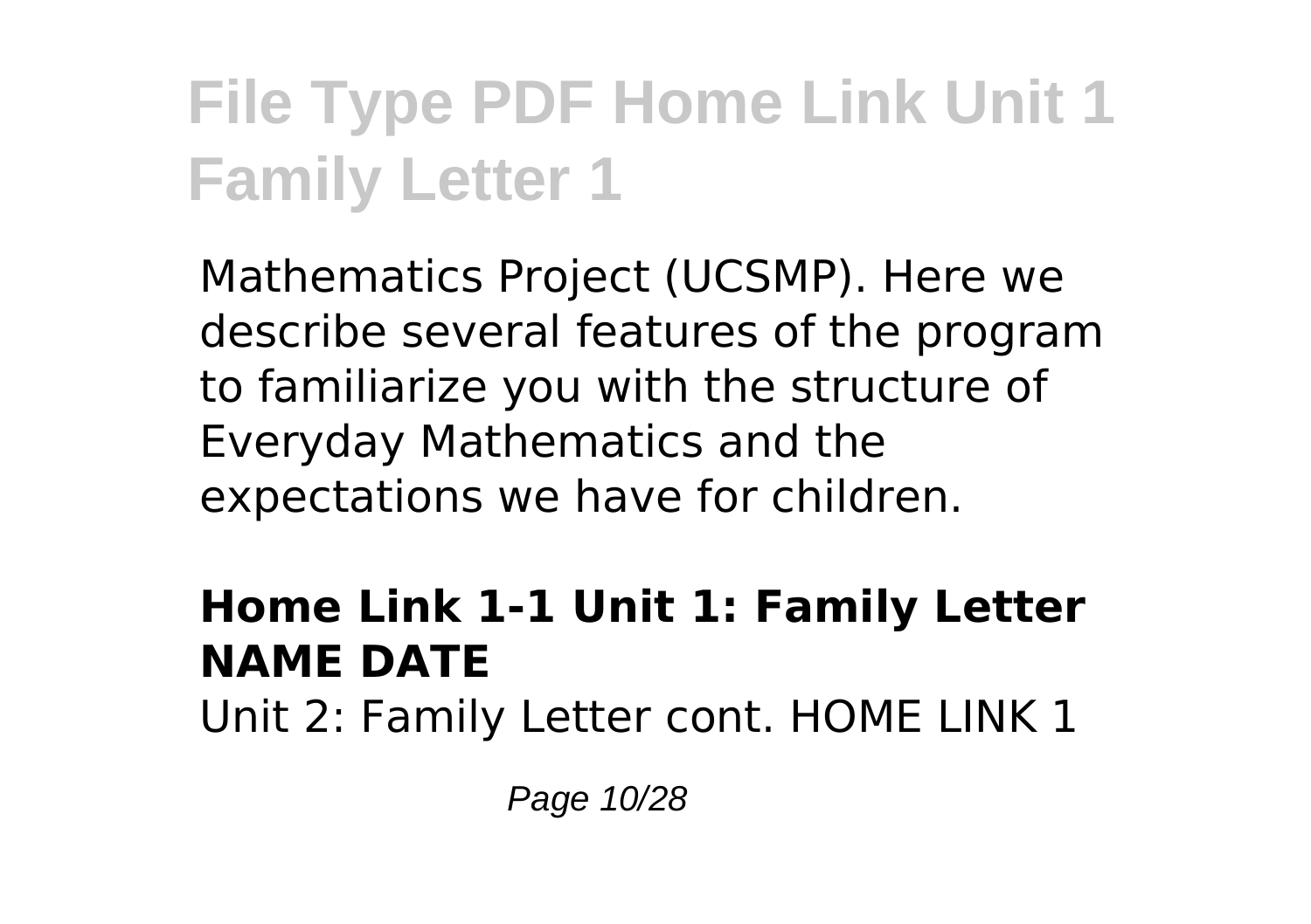Mathematics Project (UCSMP). Here we describe several features of the program to familiarize you with the structure of Everyday Mathematics and the expectations we have for children.

**Home Link 1-1 Unit 1: Family Letter NAME DATE**

Unit 2: Family Letter cont. HOME LINK 1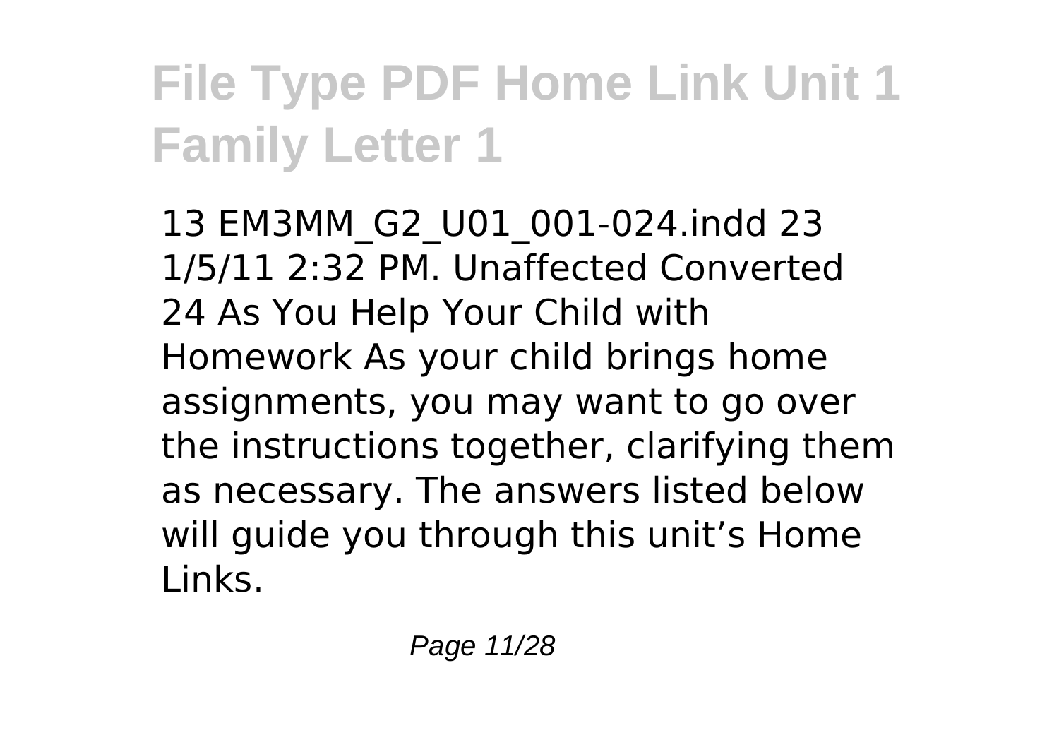# File Type PDF Home Link Unit 1 Family Letter 1

13 EM3MM_G2_U01_001-024.indd 23 1/5/11 2:32 PM. Unaffected Converted 24 As You Help Your Child with Homework As your child brings home assignments, you may want to go over the instructions together, clarifying them as necessary. The answers listed below will guide you through this unit's Home Links.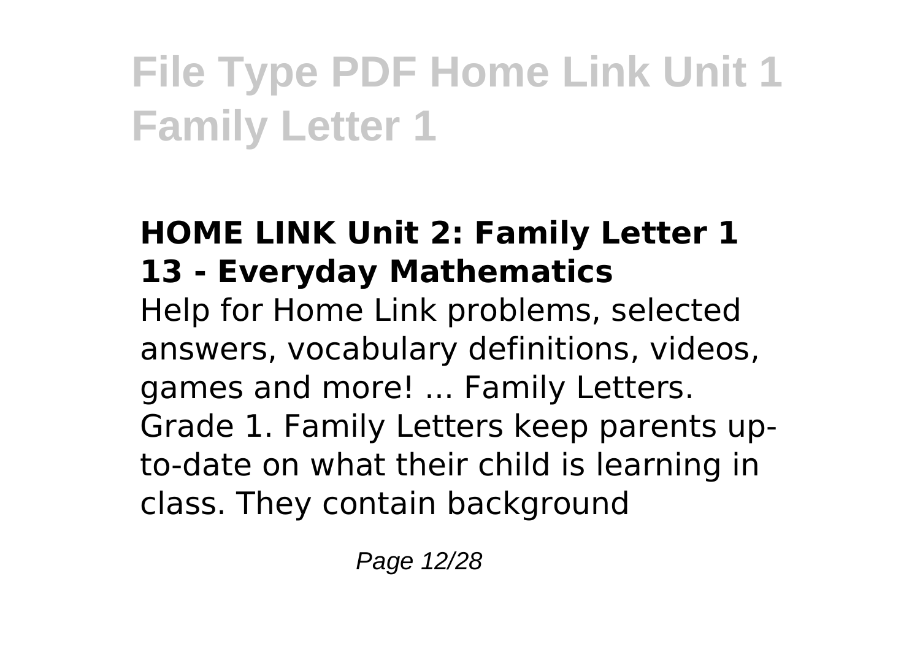# File Type PDF Home Link Unit 1 Family Letter 1

### HOME LINK Unit 2: Family Letter 1 13 - Everyday Mathematics

Help for Home Link problems, selected answers, vocabulary definitions, videos, games and more! ... Family Letters. Grade 1. Family Letters keep parents up-to-date on what their child is learning in class. They contain background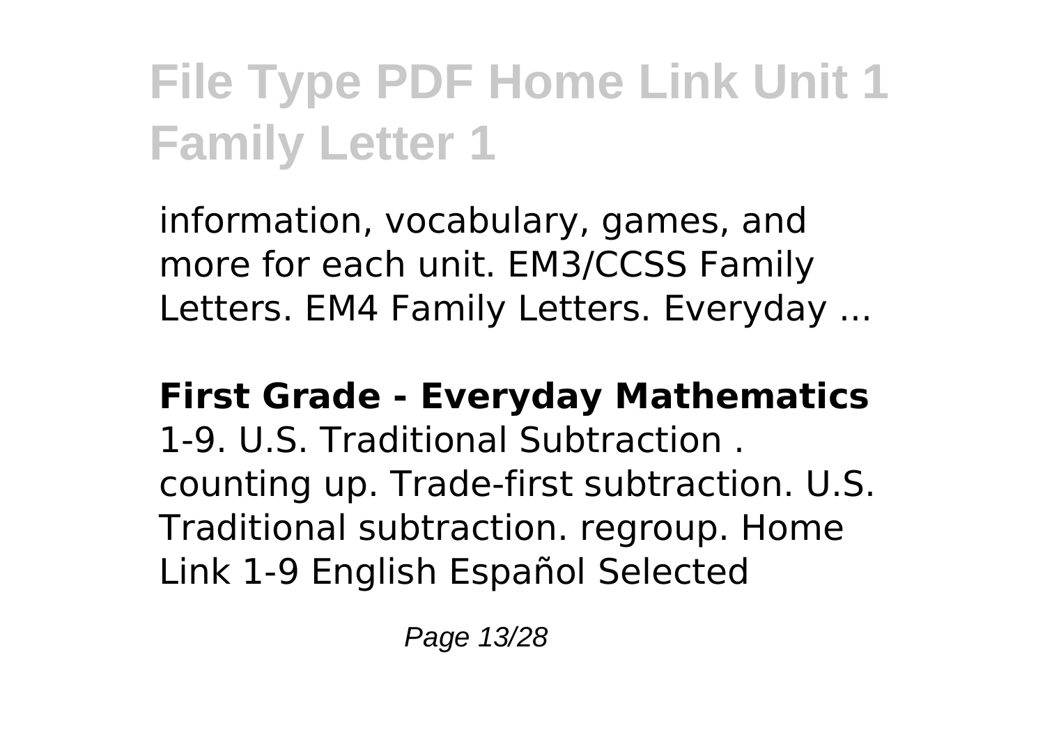# File Type PDF Home Link Unit 1 Family Letter 1

information, vocabulary, games, and more for each unit. EM3/CCSS Family Letters. EM4 Family Letters. Everyday ...

**First Grade - Everyday Mathematics**
1-9. U.S. Traditional Subtraction . counting up. Trade-first subtraction. U.S. Traditional subtraction. regroup. Home Link 1-9 English Español Selected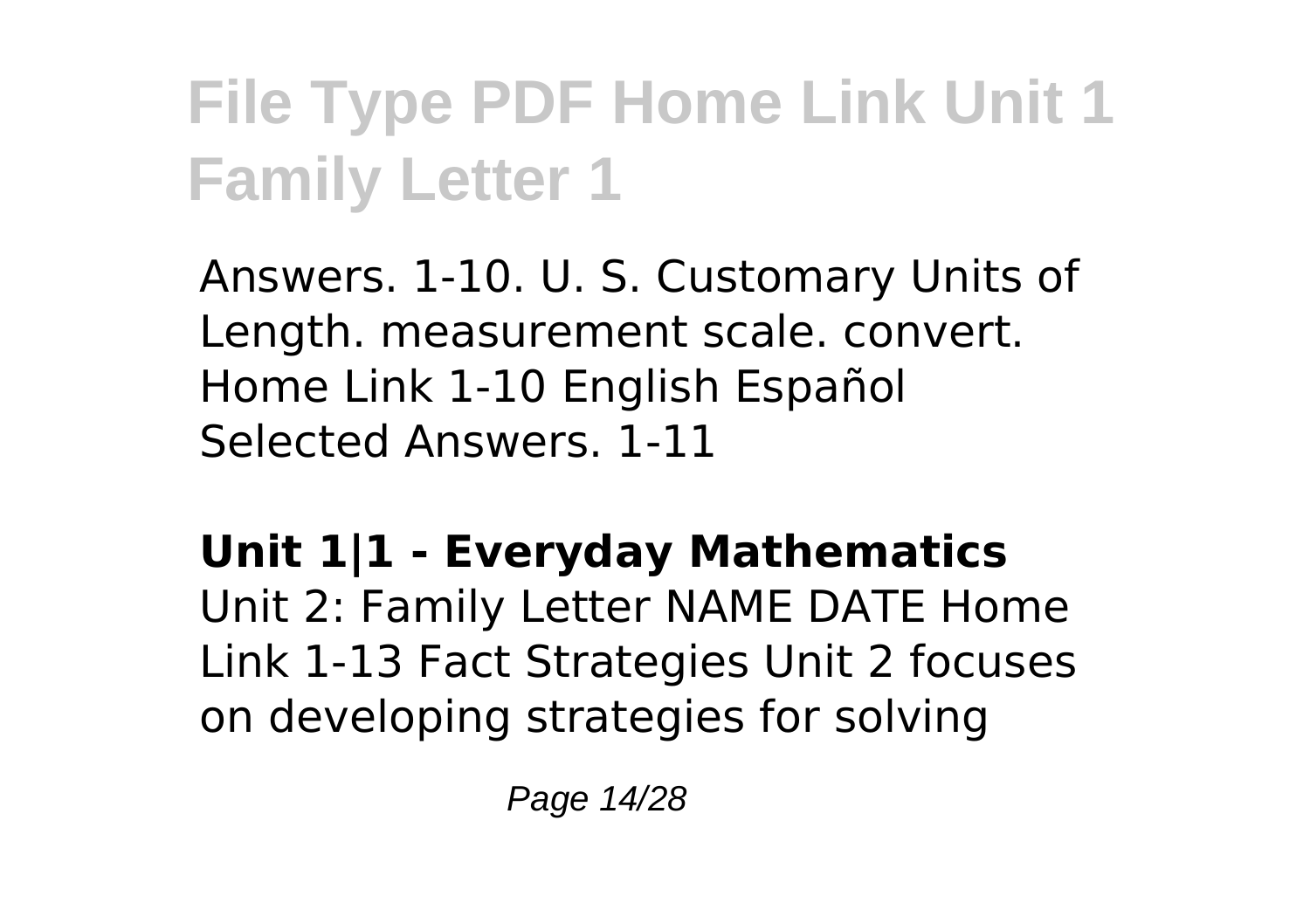Answers. 1-10. U. S. Customary Units of Length. measurement scale. convert. Home Link 1-10 English Español Selected Answers. 1-11

**Unit 1|1 - Everyday Mathematics**

Unit 2: Family Letter NAME DATE Home Link 1-13 Fact Strategies Unit 2 focuses on developing strategies for solving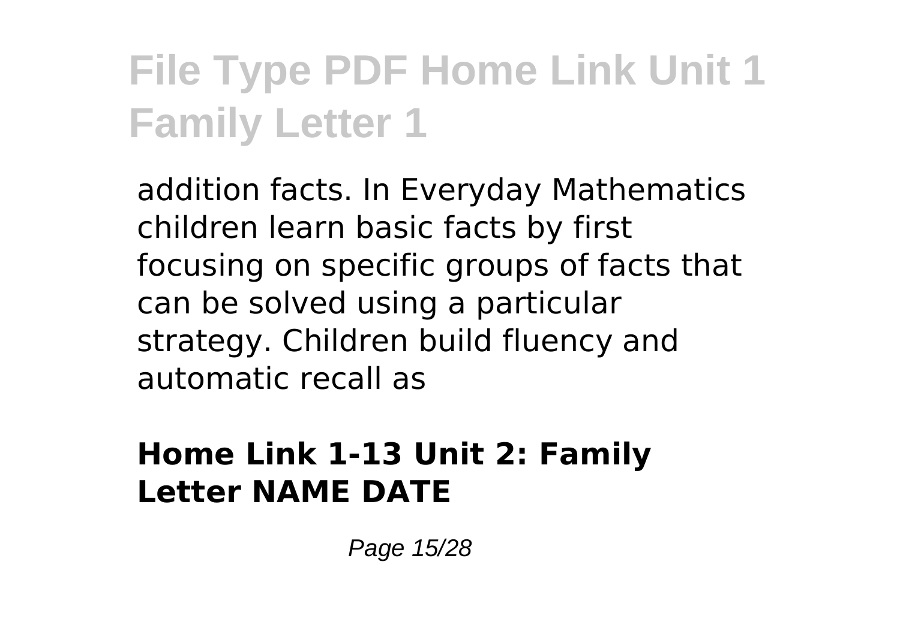addition facts. In Everyday Mathematics children learn basic facts by first focusing on specific groups of facts that can be solved using a particular strategy. Children build fluency and automatic recall as

### Home Link 1-13 Unit 2: Family Letter NAME DATE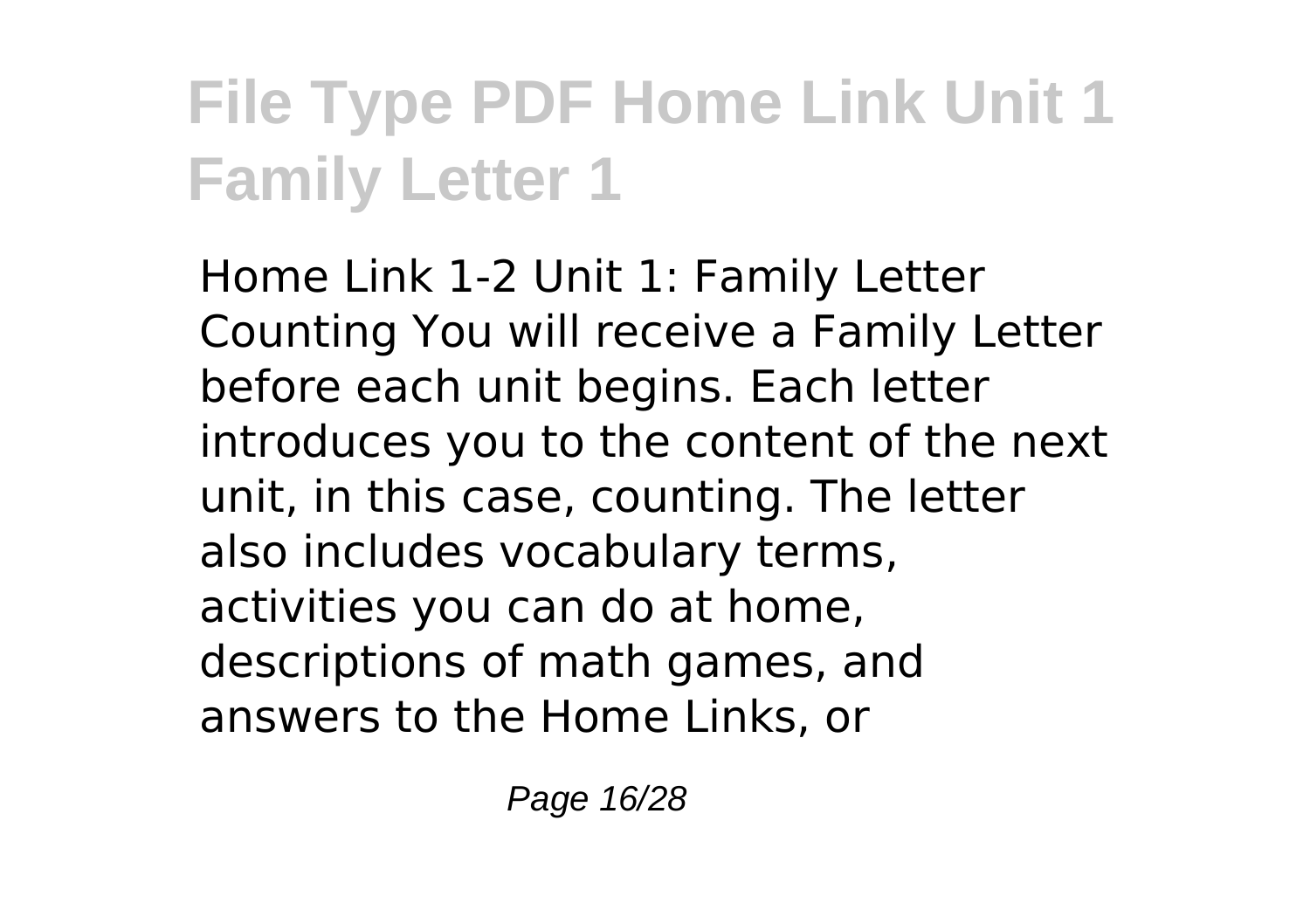# File Type PDF Home Link Unit 1 Family Letter 1

Home Link 1-2 Unit 1: Family Letter Counting You will receive a Family Letter before each unit begins. Each letter introduces you to the content of the next unit, in this case, counting. The letter also includes vocabulary terms, activities you can do at home, descriptions of math games, and answers to the Home Links, or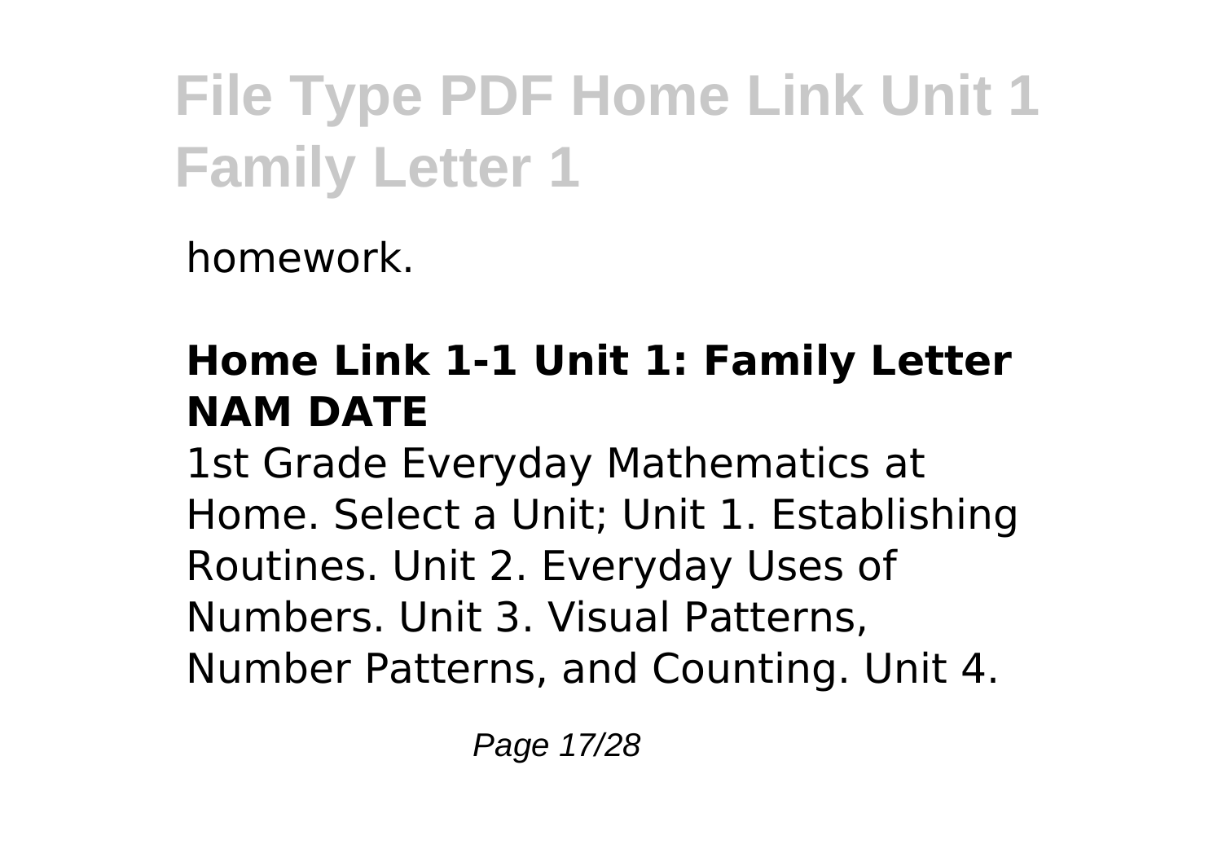homework.

### Home Link 1-1 Unit 1: Family Letter NAM DATE

1st Grade Everyday Mathematics at Home. Select a Unit; Unit 1. Establishing Routines. Unit 2. Everyday Uses of Numbers. Unit 3. Visual Patterns, Number Patterns, and Counting. Unit 4.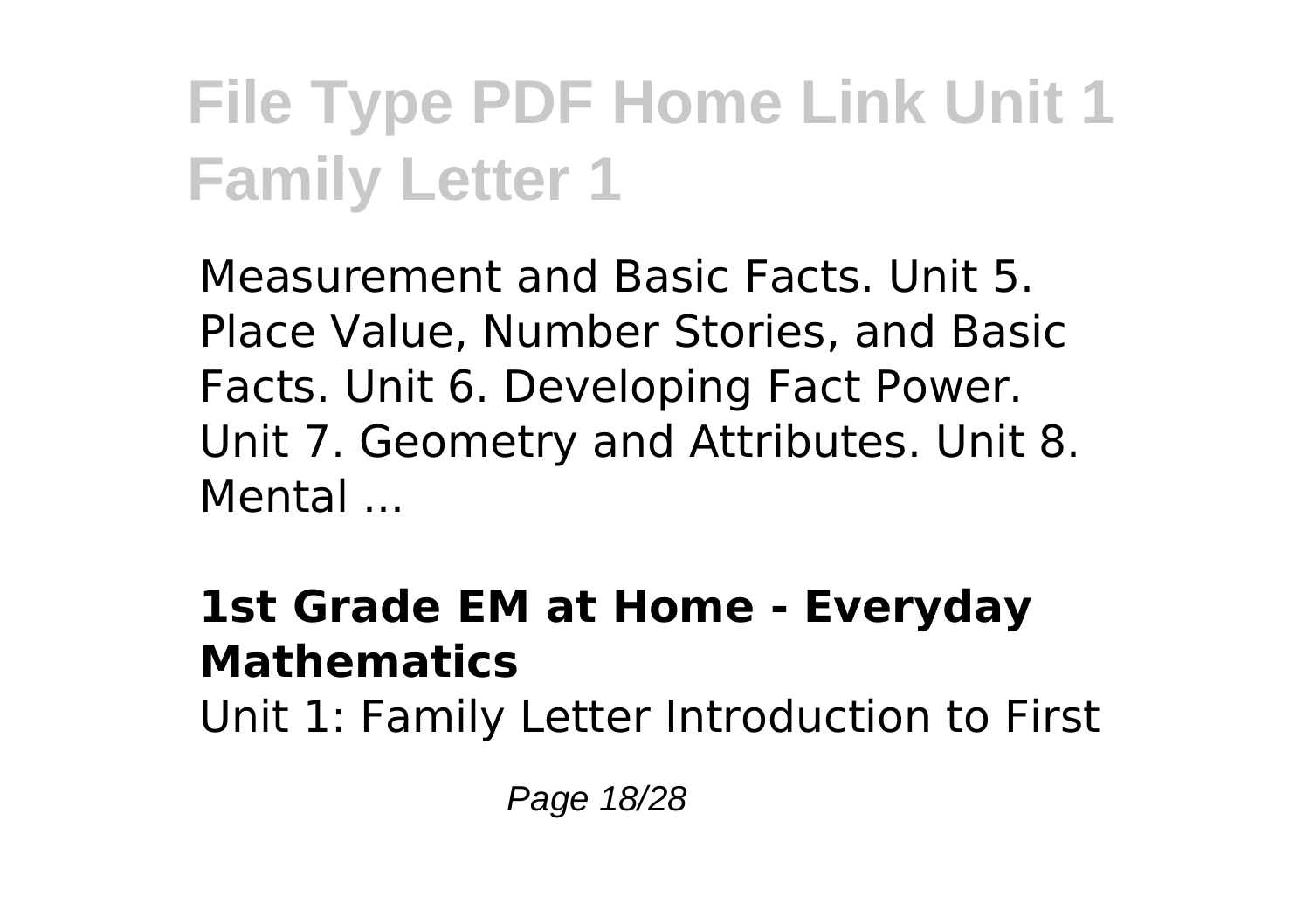Measurement and Basic Facts. Unit 5. Place Value, Number Stories, and Basic Facts. Unit 6. Developing Fact Power. Unit 7. Geometry and Attributes. Unit 8. Mental ...

### 1st Grade EM at Home - Everyday Mathematics

Unit 1: Family Letter Introduction to First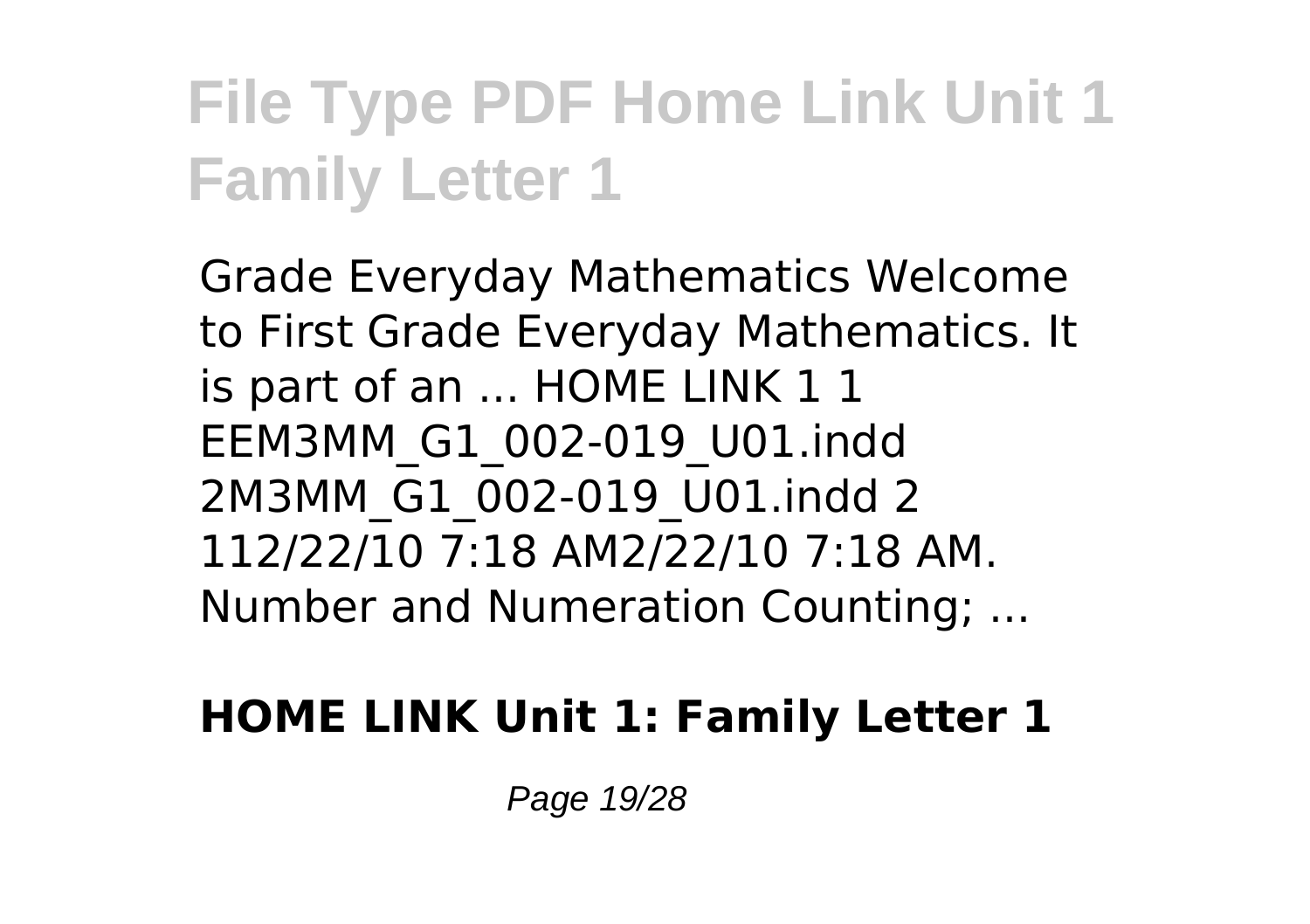# File Type PDF Home Link Unit 1 Family Letter 1

Grade Everyday Mathematics Welcome to First Grade Everyday Mathematics. It is part of an ... HOME LINK 1 1 EEM3MM_G1_002-019_U01.indd 2M3MM_G1_002-019_U01.indd 2 112/22/10 7:18 AM2/22/10 7:18 AM. Number and Numeration Counting; ...

**HOME LINK Unit 1: Family Letter 1**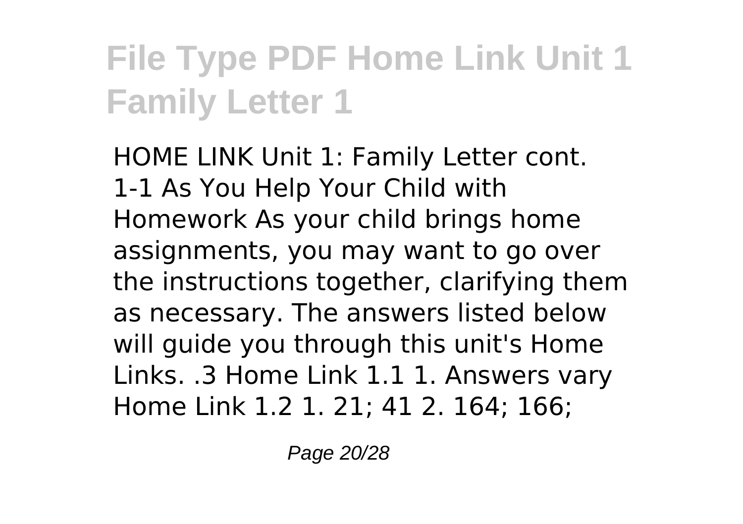# File Type PDF Home Link Unit 1 Family Letter 1

HOME LINK Unit 1: Family Letter cont. 1-1 As You Help Your Child with Homework As your child brings home assignments, you may want to go over the instructions together, clarifying them as necessary. The answers listed below will guide you through this unit's Home Links. .3 Home Link 1.1 1. Answers vary Home Link 1.2 1. 21; 41 2. 164; 166;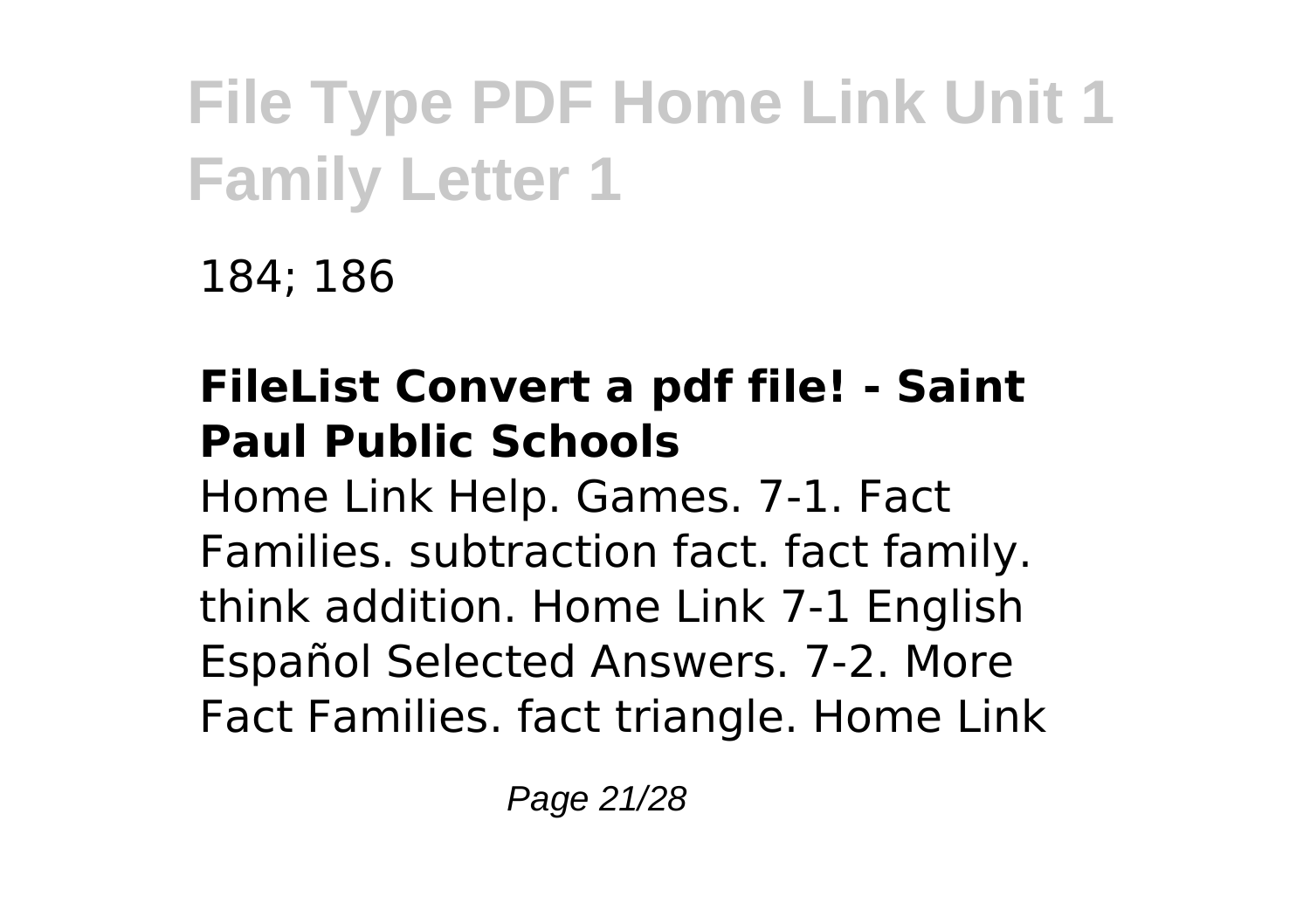184; 186

**FileList Convert a pdf file! - Saint Paul Public Schools**

Home Link Help. Games. 7-1. Fact Families. subtraction fact. fact family. think addition. Home Link 7-1 English Español Selected Answers. 7-2. More Fact Families. fact triangle. Home Link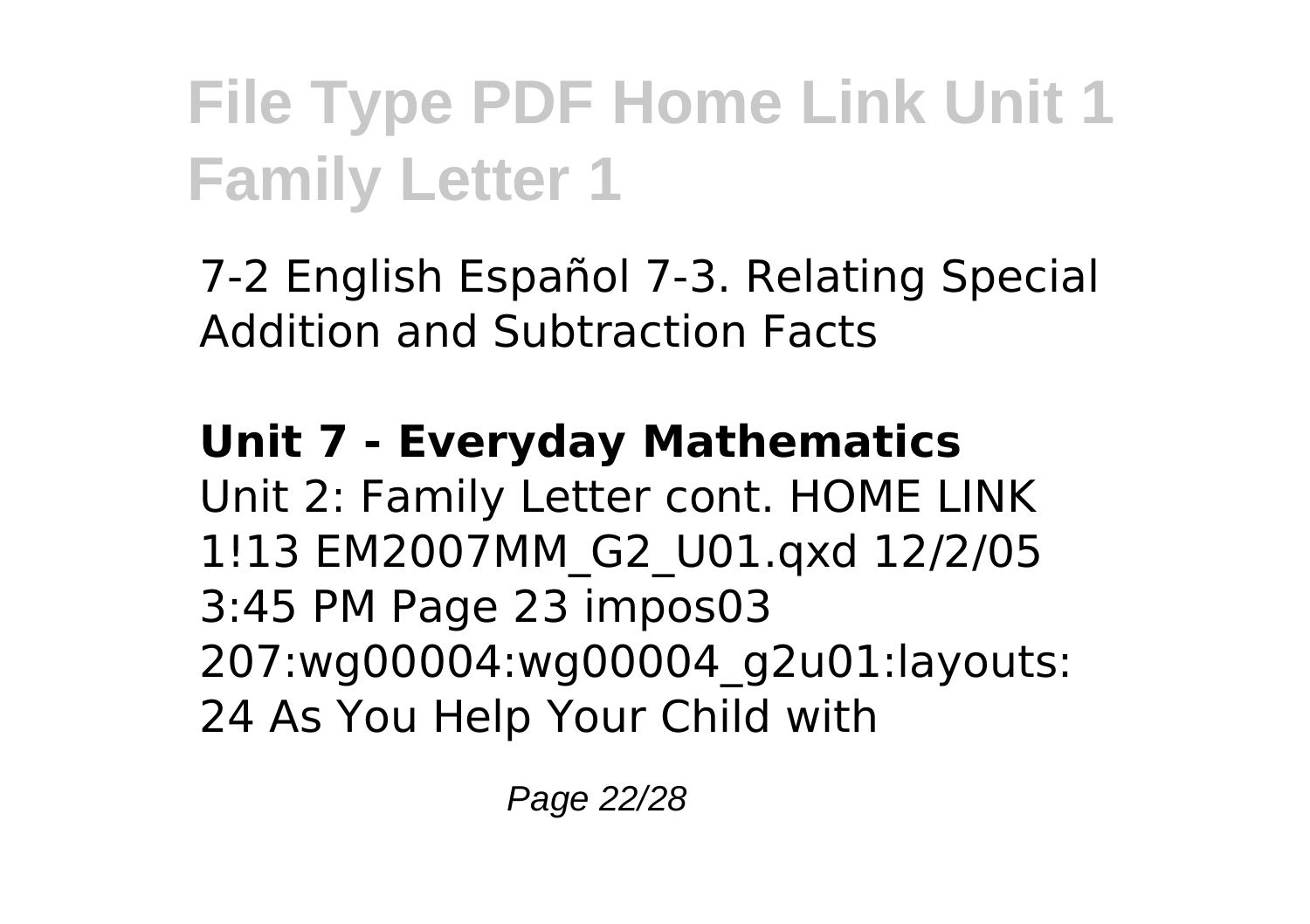7-2 English Español 7-3. Relating Special Addition and Subtraction Facts

**Unit 7 - Everyday Mathematics**

Unit 2: Family Letter cont. HOME LINK 1!13 EM2007MM_G2_U01.qxd 12/2/05 3:45 PM Page 23 impos03 207:wg00004:wg00004_g2u01:layouts: 24 As You Help Your Child with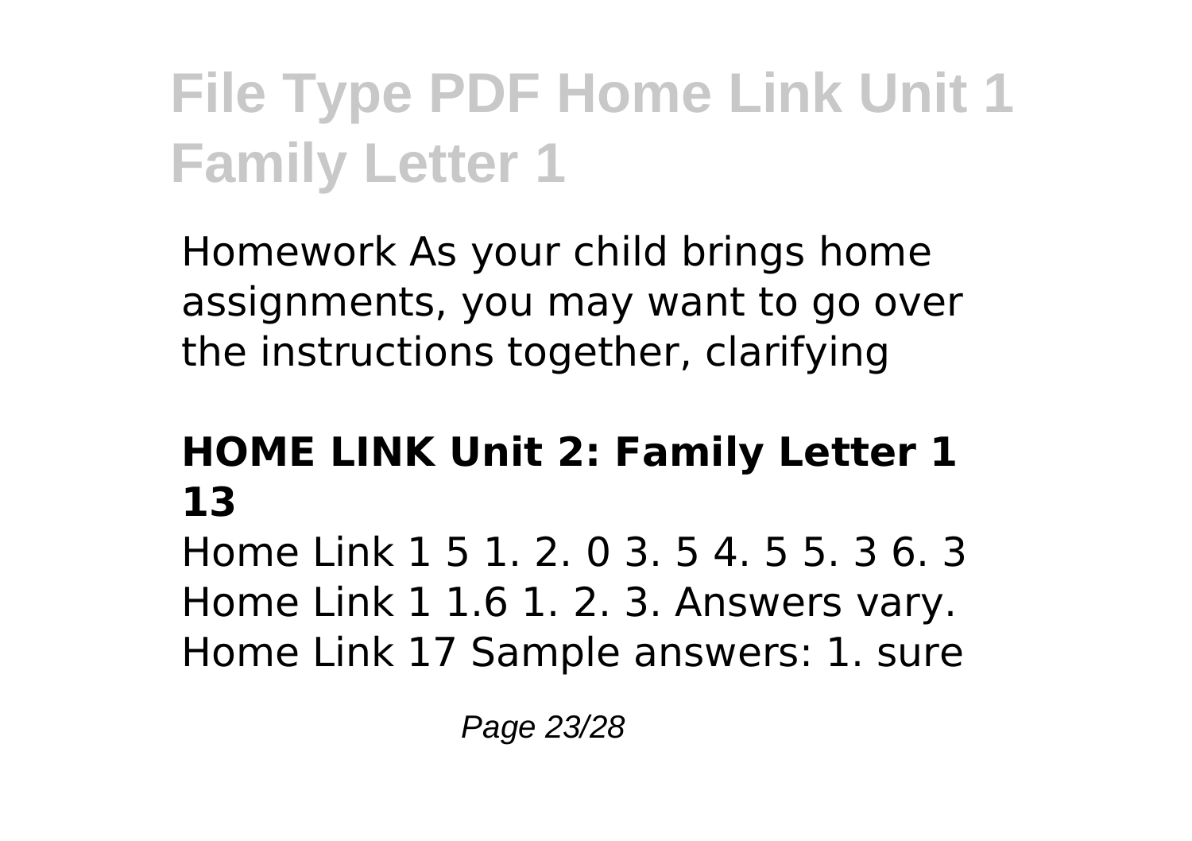# File Type PDF Home Link Unit 1 Family Letter 1

Homework As your child brings home assignments, you may want to go over the instructions together, clarifying

### HOME LINK Unit 2: Family Letter 1 13

Home Link 1 5 1. 2. 0 3. 5 4. 5 5. 3 6. 3 Home Link 1 1.6 1. 2. 3. Answers vary. Home Link 17 Sample answers: 1. sure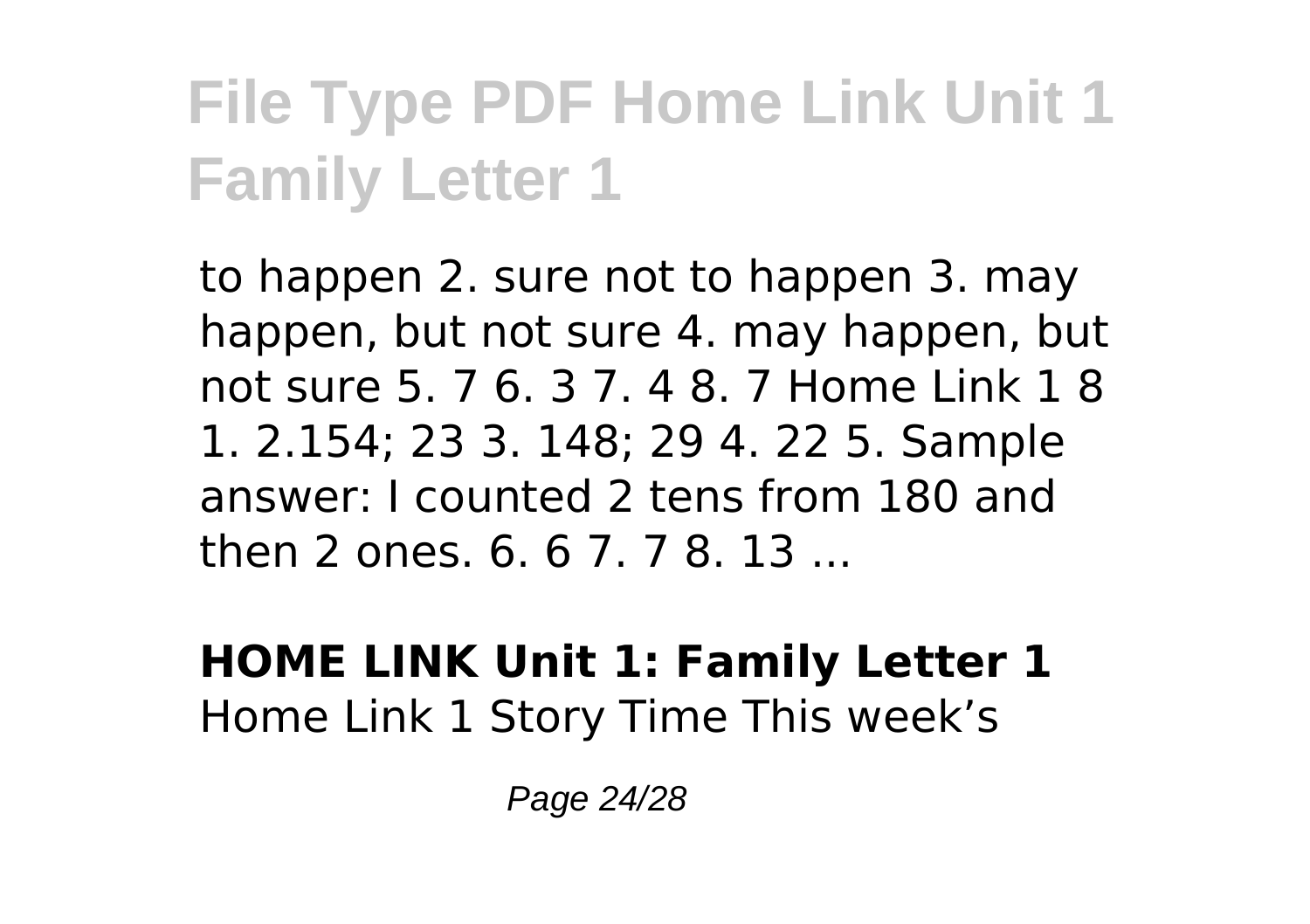# File Type PDF Home Link Unit 1 Family Letter 1

to happen 2. sure not to happen 3. may happen, but not sure 4. may happen, but not sure 5. 7 6. 3 7. 4 8. 7 Home Link 1 8 1. 2.154; 23 3. 148; 29 4. 22 5. Sample answer: I counted 2 tens from 180 and then 2 ones. 6. 6 7. 7 8. 13 ...

**HOME LINK Unit 1: Family Letter 1**
Home Link 1 Story Time This week's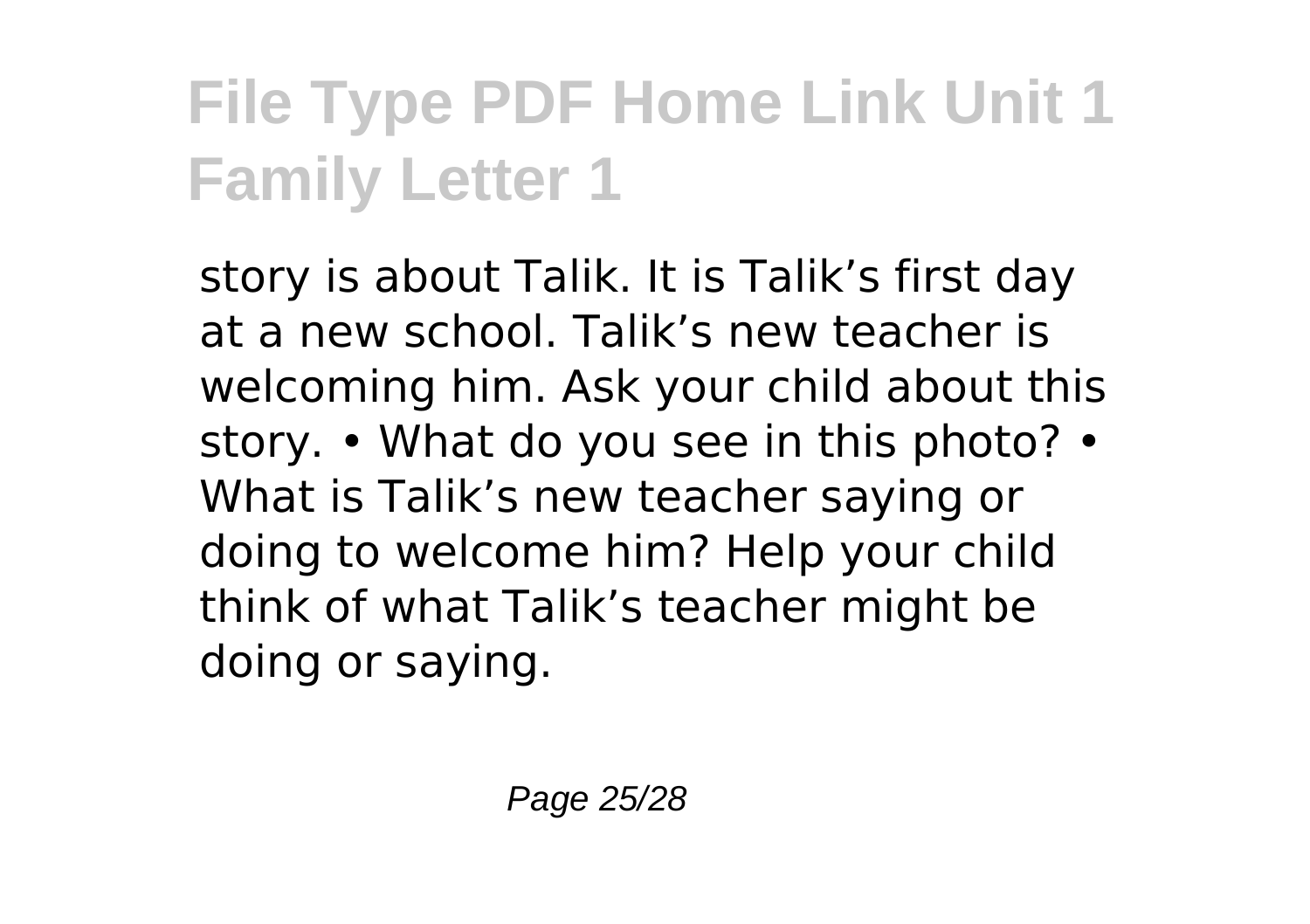story is about Talik. It is Talik's first day at a new school. Talik's new teacher is welcoming him. Ask your child about this story. • What do you see in this photo? • What is Talik's new teacher saying or doing to welcome him? Help your child think of what Talik's teacher might be doing or saying.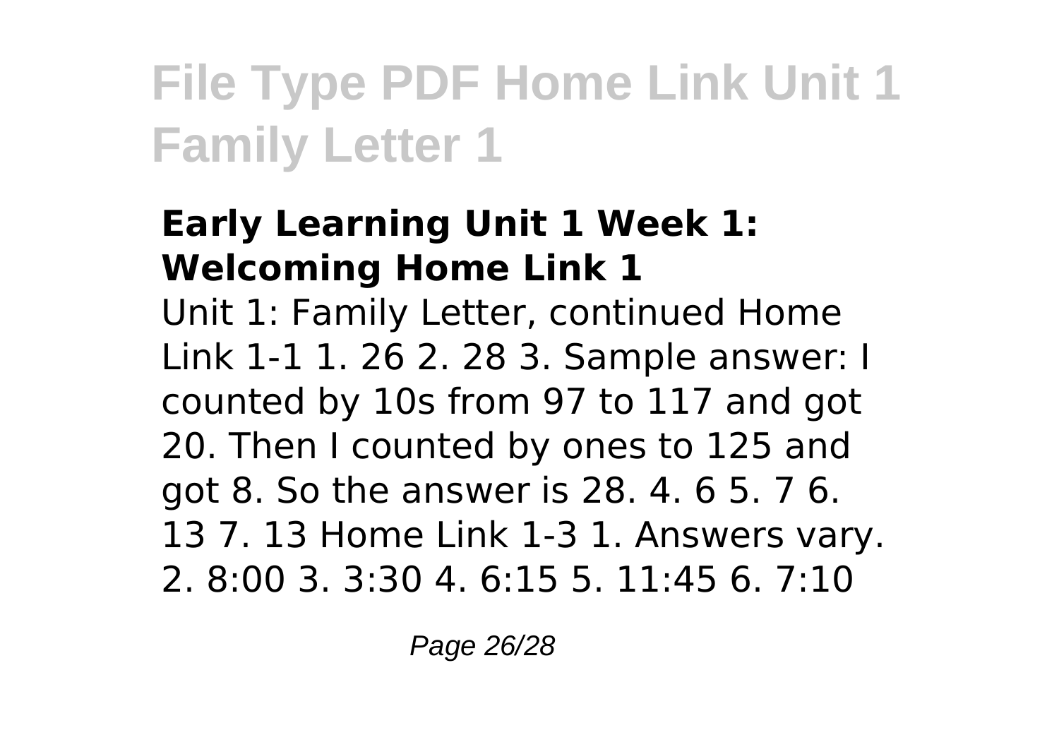# File Type PDF Home Link Unit 1 Family Letter 1

### Early Learning Unit 1 Week 1: Welcoming Home Link 1

Unit 1: Family Letter, continued Home Link 1-1 1. 26 2. 28 3. Sample answer: I counted by 10s from 97 to 117 and got 20. Then I counted by ones to 125 and got 8. So the answer is 28. 4. 6 5. 7 6. 13 7. 13 Home Link 1-3 1. Answers vary. 2. 8:00 3. 3:30 4. 6:15 5. 11:45 6. 7:10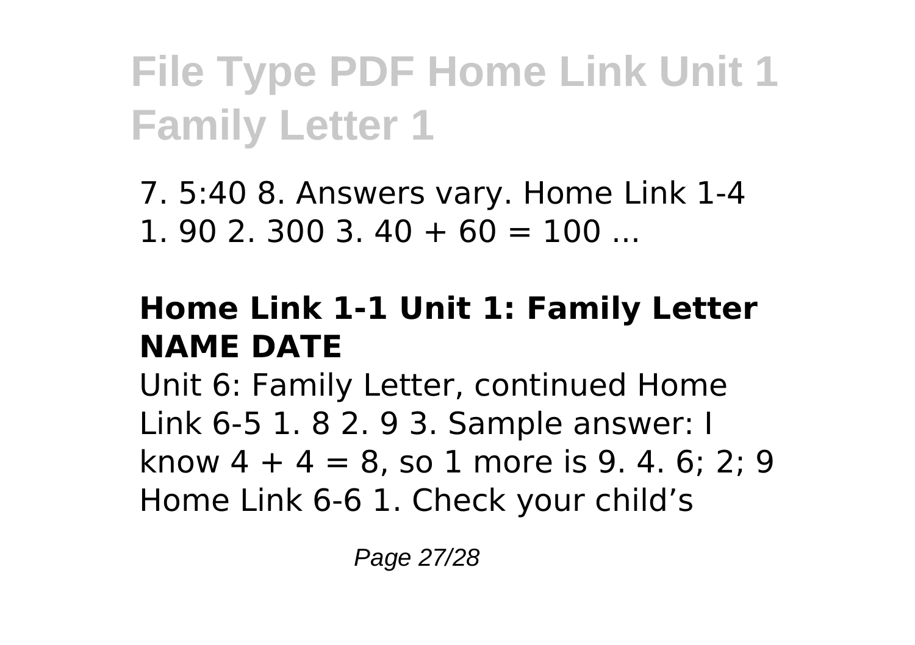# File Type PDF Home Link Unit 1 Family Letter 1

7. 5:40 8. Answers vary. Home Link 1-4 1. 90 2. 300 3. $40 + 60 = 100$ ...

### **Home Link 1-1 Unit 1: Family Letter NAME DATE**

Unit 6: Family Letter, continued Home Link 6-5 1. 8 2. 9 3. Sample answer: I know $4 + 4 = 8$, so 1 more is 9. 4. 6; 2; 9 Home Link 6-6 1. Check your child's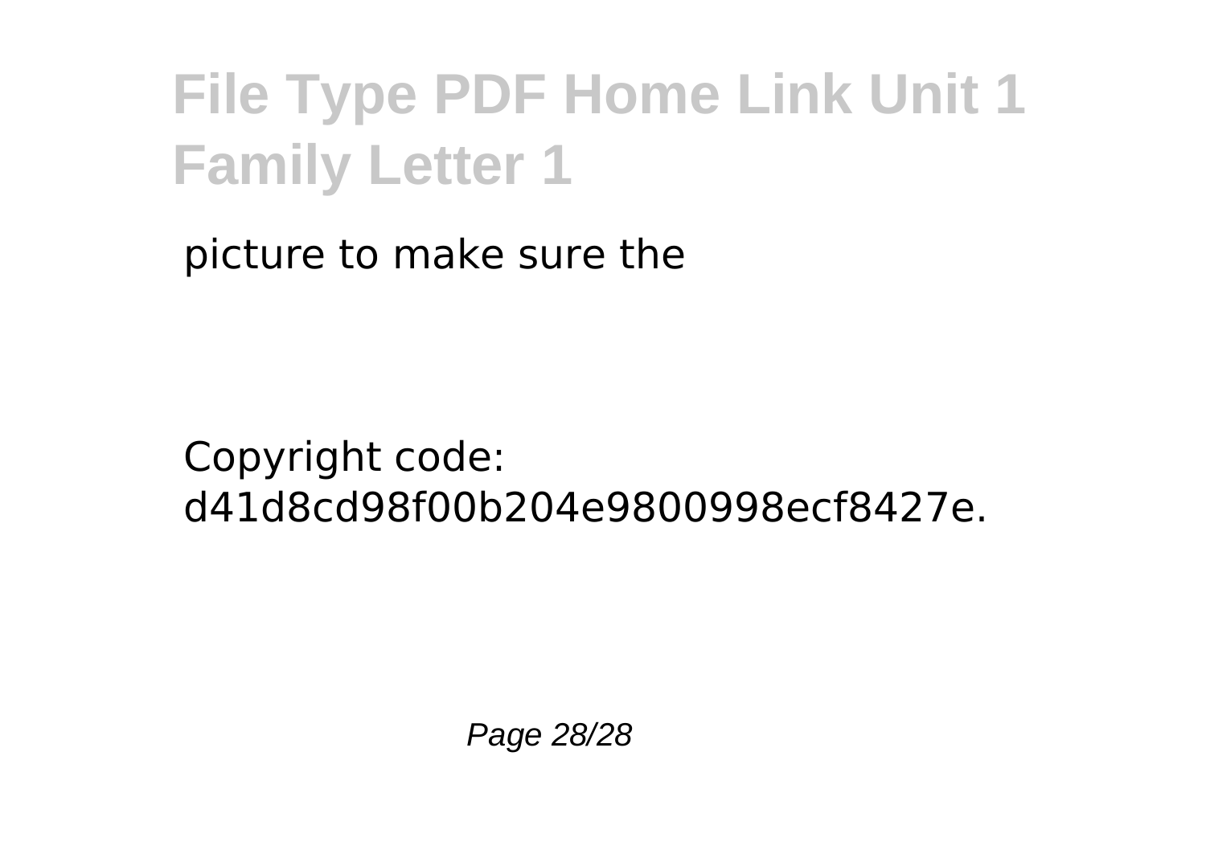picture to make sure the

Copyright code: d41d8cd98f00b204e9800998ecf8427e.